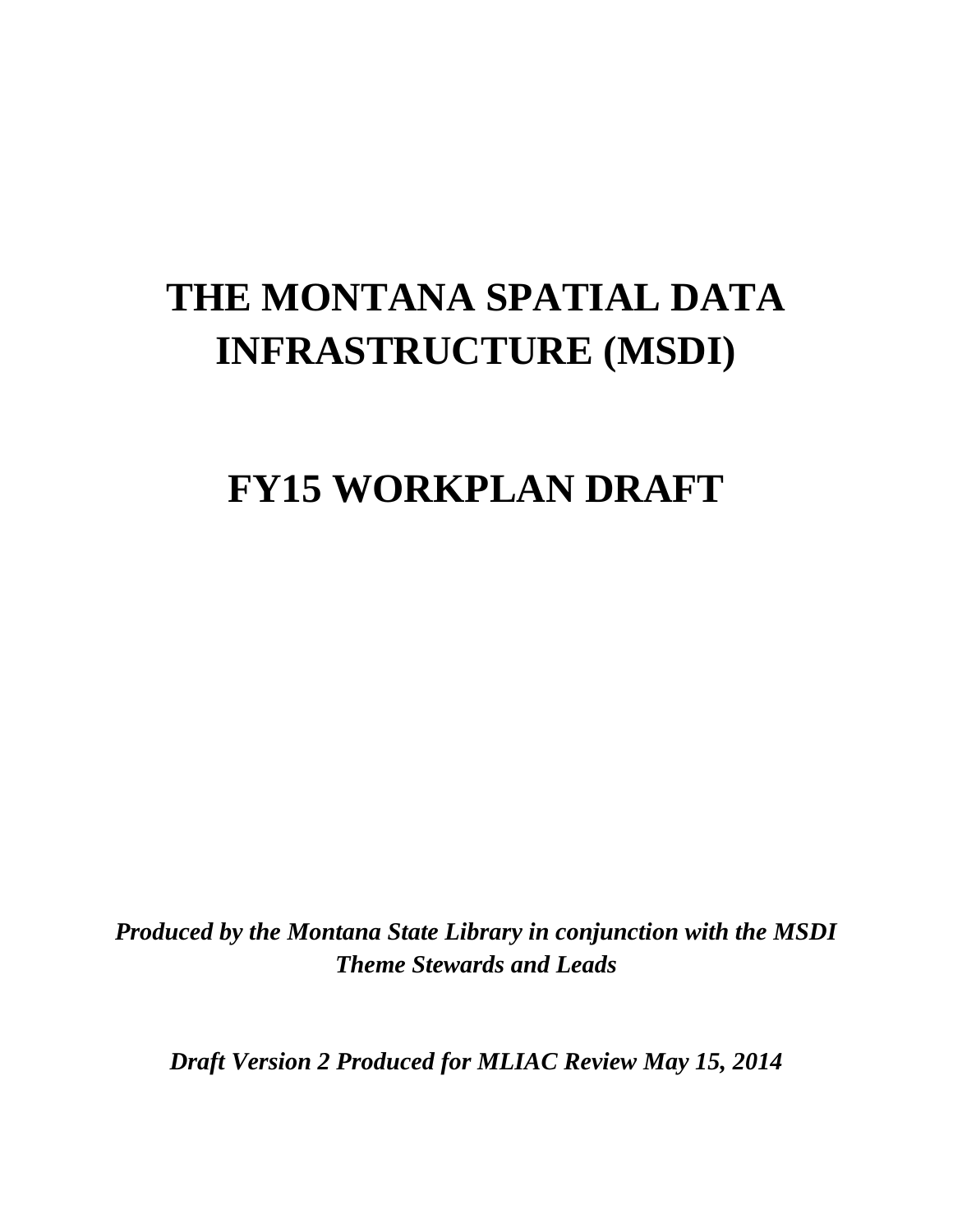# THE MONTANA SPATIAL DATA INFRASTRUCTURE (MSDI)

# FY15 WORKPLAN DRAFT

***Produced by the Montana State Library in conjunction with the MSDI Theme Stewards and Leads***

***Draft Version 2 Produced for MLIAC Review May 15, 2014***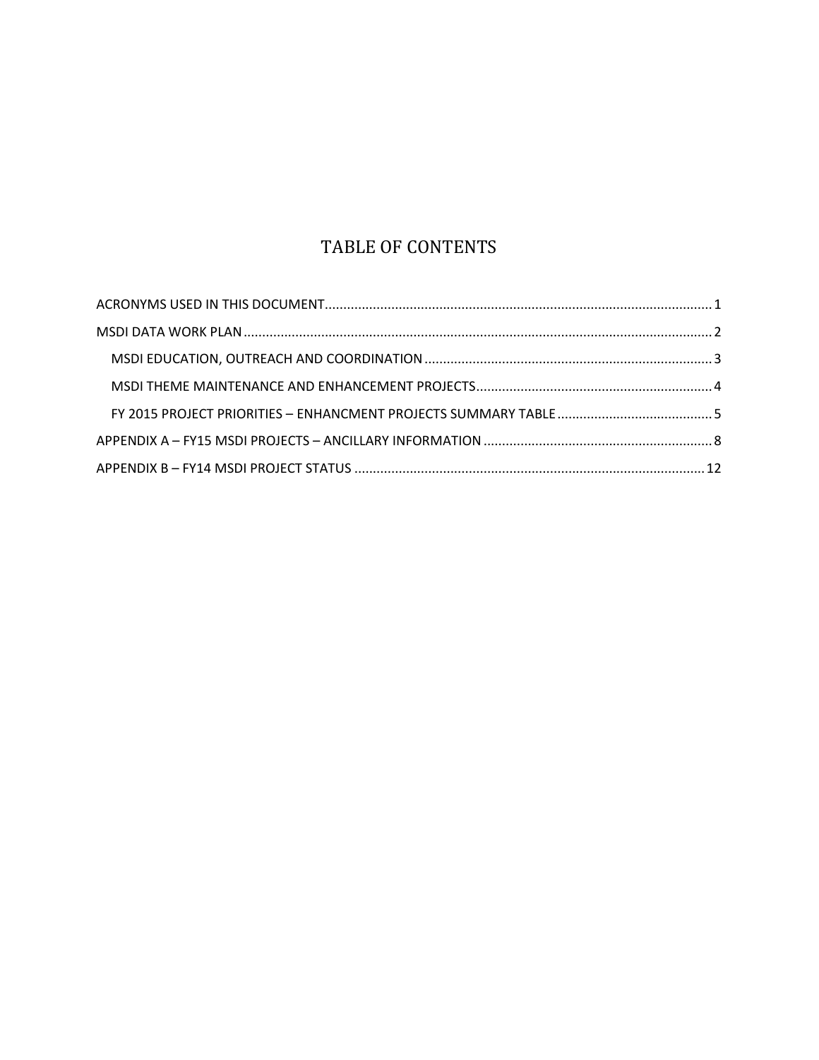# TABLE OF CONTENTS

ACRONYMS USED IN THIS DOCUMENT ........................................................................................................ 1

MSDI DATA WORK PLAN ........................................................................................................................... 2

- MSDI EDUCATION, OUTREACH AND COORDINATION ............................................................................ 3
- MSDI THEME MAINTENANCE AND ENHANCEMENT PROJECTS.............................................................. 4
- FY 2015 PROJECT PRIORITIES – ENHANCMENT PROJECTS SUMMARY TABLE ........................................ 5

APPENDIX A – FY15 MSDI PROJECTS – ANCILLARY INFORMATION .......................................................... 8

APPENDIX B – FY14 MSDI PROJECT STATUS ............................................................................................ 12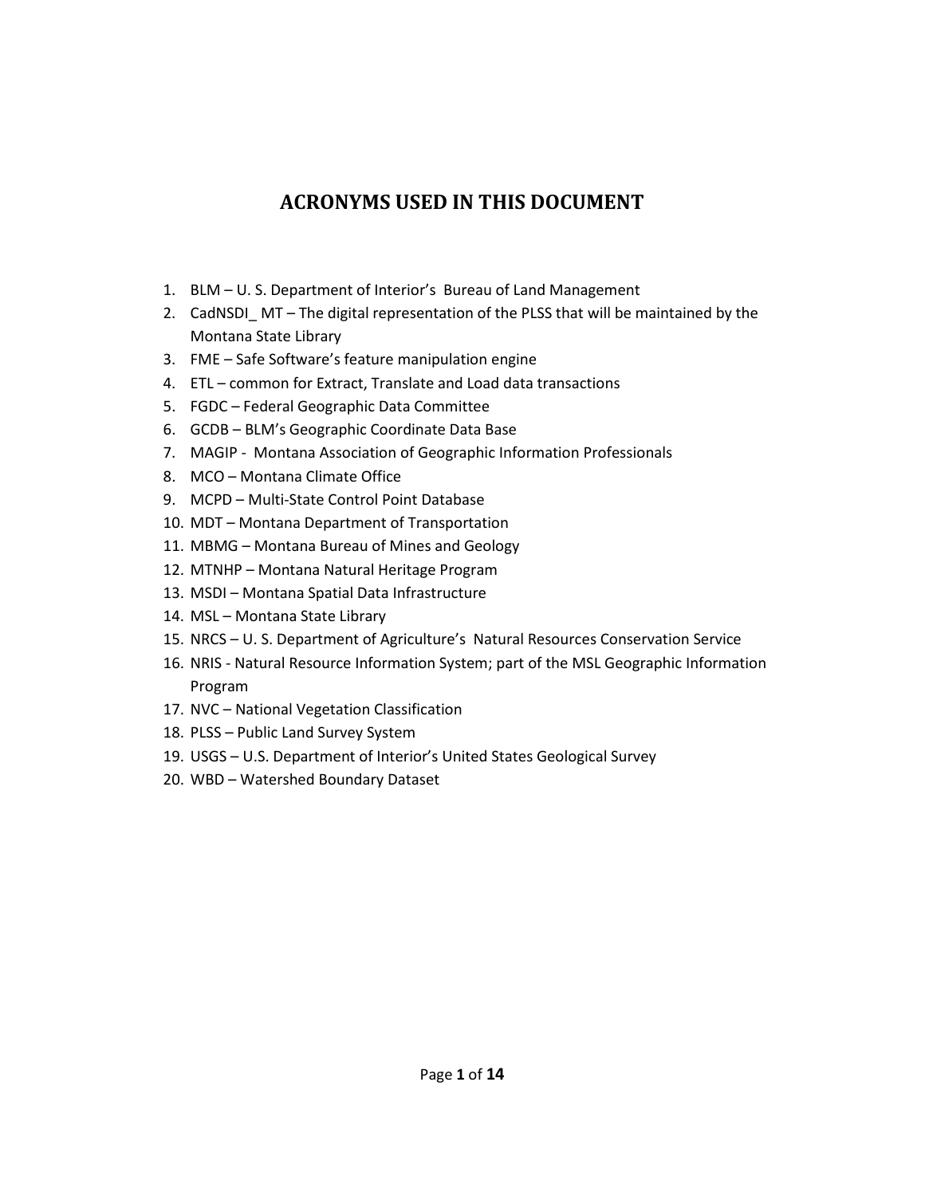# ACRONYMS USED IN THIS DOCUMENT

1. BLM – U. S. Department of Interior's Bureau of Land Management
2. CadNSDI_ MT – The digital representation of the PLSS that will be maintained by the Montana State Library
3. FME – Safe Software's feature manipulation engine
4. ETL – common for Extract, Translate and Load data transactions
5. FGDC – Federal Geographic Data Committee
6. GCDB – BLM's Geographic Coordinate Data Base
7. MAGIP - Montana Association of Geographic Information Professionals
8. MCO – Montana Climate Office
9. MCPD – Multi-State Control Point Database
10. MDT – Montana Department of Transportation
11. MBMG – Montana Bureau of Mines and Geology
12. MTNHP – Montana Natural Heritage Program
13. MSDI – Montana Spatial Data Infrastructure
14. MSL – Montana State Library
15. NRCS – U. S. Department of Agriculture's Natural Resources Conservation Service
16. NRIS - Natural Resource Information System; part of the MSL Geographic Information Program
17. NVC – National Vegetation Classification
18. PLSS – Public Land Survey System
19. USGS – U.S. Department of Interior's United States Geological Survey
20. WBD – Watershed Boundary Dataset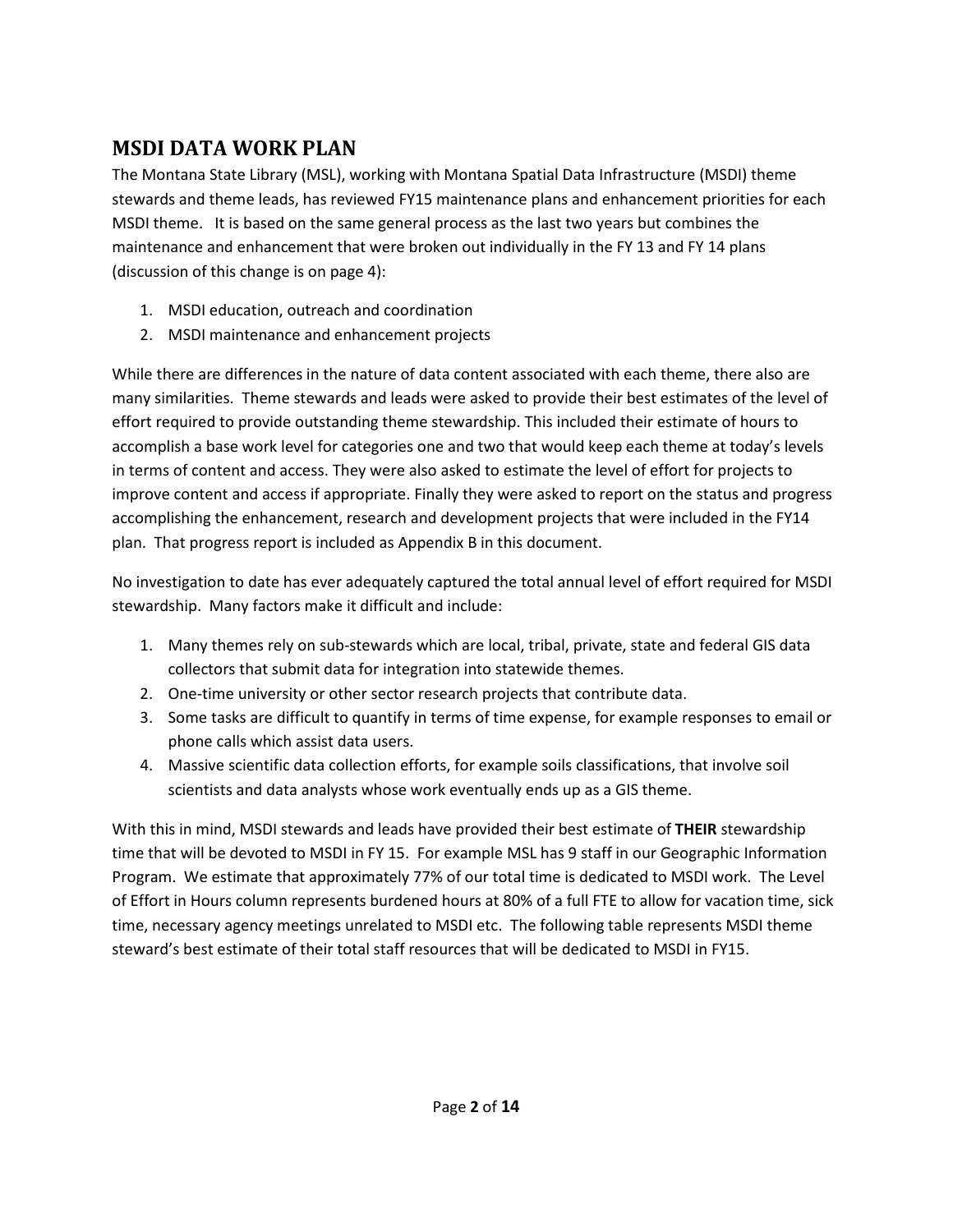## MSDI DATA WORK PLAN

The Montana State Library (MSL), working with Montana Spatial Data Infrastructure (MSDI) theme stewards and theme leads, has reviewed FY15 maintenance plans and enhancement priorities for each MSDI theme. It is based on the same general process as the last two years but combines the maintenance and enhancement that were broken out individually in the FY 13 and FY 14 plans (discussion of this change is on page 4):

1. MSDI education, outreach and coordination
2. MSDI maintenance and enhancement projects

While there are differences in the nature of data content associated with each theme, there also are many similarities. Theme stewards and leads were asked to provide their best estimates of the level of effort required to provide outstanding theme stewardship. This included their estimate of hours to accomplish a base work level for categories one and two that would keep each theme at today's levels in terms of content and access. They were also asked to estimate the level of effort for projects to improve content and access if appropriate. Finally they were asked to report on the status and progress accomplishing the enhancement, research and development projects that were included in the FY14 plan. That progress report is included as Appendix B in this document.

No investigation to date has ever adequately captured the total annual level of effort required for MSDI stewardship. Many factors make it difficult and include:

1. Many themes rely on sub-stewards which are local, tribal, private, state and federal GIS data collectors that submit data for integration into statewide themes.
2. One-time university or other sector research projects that contribute data.
3. Some tasks are difficult to quantify in terms of time expense, for example responses to email or phone calls which assist data users.
4. Massive scientific data collection efforts, for example soils classifications, that involve soil scientists and data analysts whose work eventually ends up as a GIS theme.

With this in mind, MSDI stewards and leads have provided their best estimate of **THEIR** stewardship time that will be devoted to MSDI in FY 15. For example MSL has 9 staff in our Geographic Information Program. We estimate that approximately 77% of our total time is dedicated to MSDI work. The Level of Effort in Hours column represents burdened hours at 80% of a full FTE to allow for vacation time, sick time, necessary agency meetings unrelated to MSDI etc. The following table represents MSDI theme steward's best estimate of their total staff resources that will be dedicated to MSDI in FY15.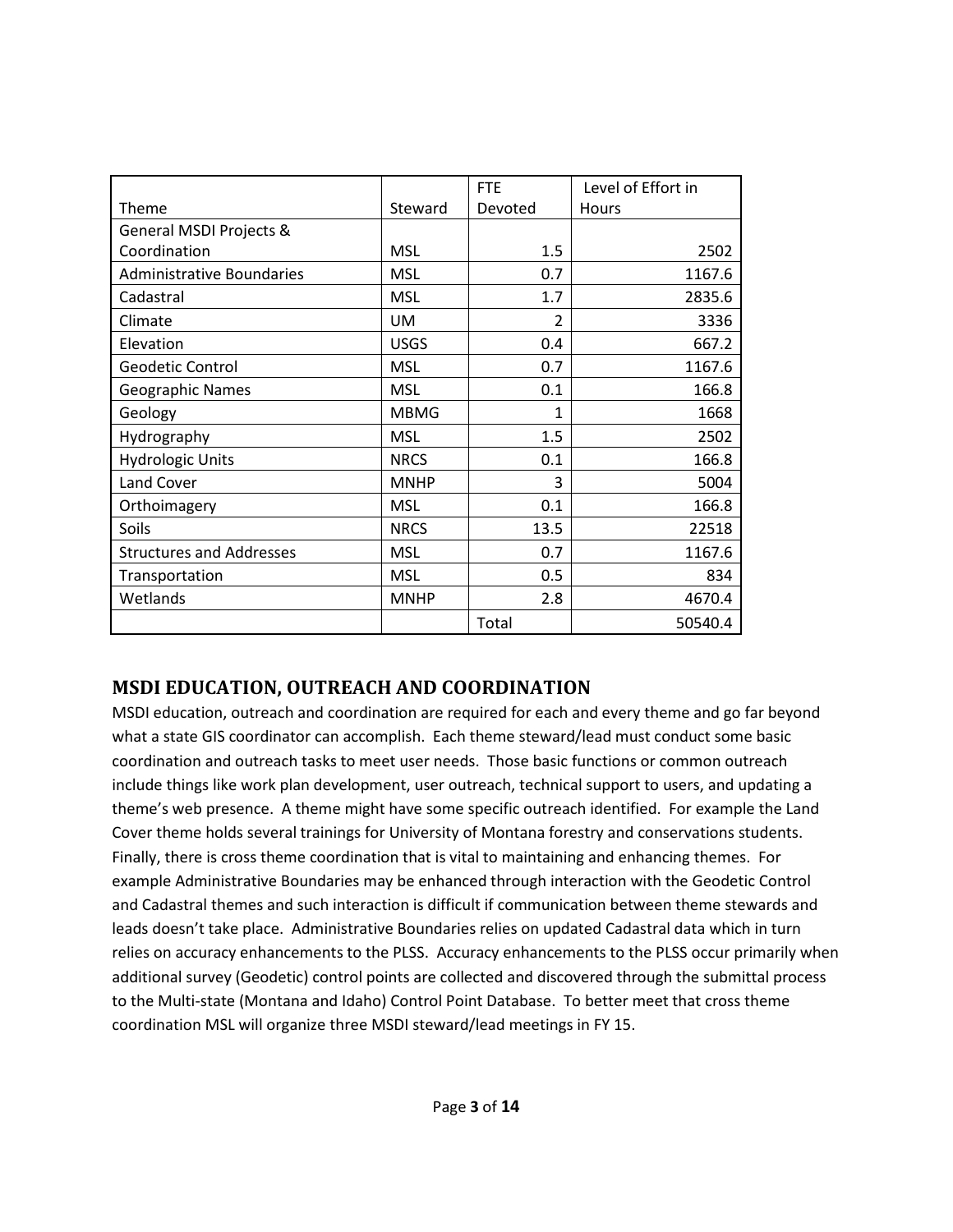| Theme | Steward | FTE Devoted | Level of Effort in Hours |
| --- | --- | --- | --- |
| General MSDI Projects & Coordination | MSL | 1.5 | 2502 |
| Administrative Boundaries | MSL | 0.7 | 1167.6 |
| Cadastral | MSL | 1.7 | 2835.6 |
| Climate | UM | 2 | 3336 |
| Elevation | USGS | 0.4 | 667.2 |
| Geodetic Control | MSL | 0.7 | 1167.6 |
| Geographic Names | MSL | 0.1 | 166.8 |
| Geology | MBMG | 1 | 1668 |
| Hydrography | MSL | 1.5 | 2502 |
| Hydrologic Units | NRCS | 0.1 | 166.8 |
| Land Cover | MNHP | 3 | 5004 |
| Orthoimagery | MSL | 0.1 | 166.8 |
| Soils | NRCS | 13.5 | 22518 |
| Structures and Addresses | MSL | 0.7 | 1167.6 |
| Transportation | MSL | 0.5 | 834 |
| Wetlands | MNHP | 2.8 | 4670.4 |
| | | Total | 50540.4 |

## MSDI EDUCATION, OUTREACH AND COORDINATION

MSDI education, outreach and coordination are required for each and every theme and go far beyond what a state GIS coordinator can accomplish. Each theme steward/lead must conduct some basic coordination and outreach tasks to meet user needs. Those basic functions or common outreach include things like work plan development, user outreach, technical support to users, and updating a theme's web presence. A theme might have some specific outreach identified. For example the Land Cover theme holds several trainings for University of Montana forestry and conservations students. Finally, there is cross theme coordination that is vital to maintaining and enhancing themes. For example Administrative Boundaries may be enhanced through interaction with the Geodetic Control and Cadastral themes and such interaction is difficult if communication between theme stewards and leads doesn't take place. Administrative Boundaries relies on updated Cadastral data which in turn relies on accuracy enhancements to the PLSS. Accuracy enhancements to the PLSS occur primarily when additional survey (Geodetic) control points are collected and discovered through the submittal process to the Multi-state (Montana and Idaho) Control Point Database. To better meet that cross theme coordination MSL will organize three MSDI steward/lead meetings in FY 15.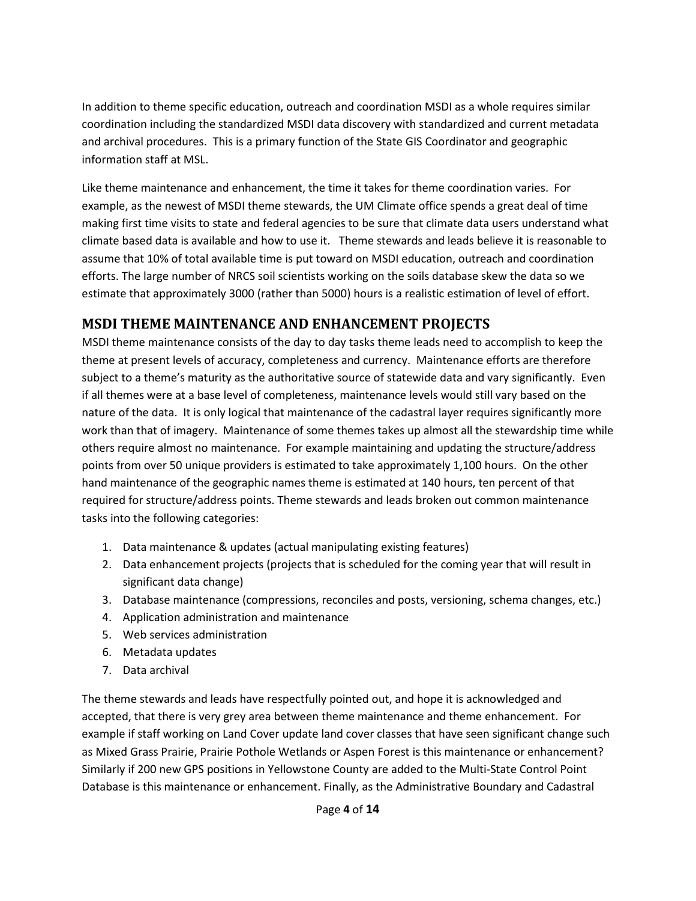In addition to theme specific education, outreach and coordination MSDI as a whole requires similar coordination including the standardized MSDI data discovery with standardized and current metadata and archival procedures. This is a primary function of the State GIS Coordinator and geographic information staff at MSL.

Like theme maintenance and enhancement, the time it takes for theme coordination varies. For example, as the newest of MSDI theme stewards, the UM Climate office spends a great deal of time making first time visits to state and federal agencies to be sure that climate data users understand what climate based data is available and how to use it. Theme stewards and leads believe it is reasonable to assume that 10% of total available time is put toward on MSDI education, outreach and coordination efforts. The large number of NRCS soil scientists working on the soils database skew the data so we estimate that approximately 3000 (rather than 5000) hours is a realistic estimation of level of effort.

## MSDI THEME MAINTENANCE AND ENHANCEMENT PROJECTS

MSDI theme maintenance consists of the day to day tasks theme leads need to accomplish to keep the theme at present levels of accuracy, completeness and currency. Maintenance efforts are therefore subject to a theme's maturity as the authoritative source of statewide data and vary significantly. Even if all themes were at a base level of completeness, maintenance levels would still vary based on the nature of the data. It is only logical that maintenance of the cadastral layer requires significantly more work than that of imagery. Maintenance of some themes takes up almost all the stewardship time while others require almost no maintenance. For example maintaining and updating the structure/address points from over 50 unique providers is estimated to take approximately 1,100 hours. On the other hand maintenance of the geographic names theme is estimated at 140 hours, ten percent of that required for structure/address points. Theme stewards and leads broken out common maintenance tasks into the following categories:

1. Data maintenance & updates (actual manipulating existing features)
2. Data enhancement projects (projects that is scheduled for the coming year that will result in significant data change)
3. Database maintenance (compressions, reconciles and posts, versioning, schema changes, etc.)
4. Application administration and maintenance
5. Web services administration
6. Metadata updates
7. Data archival

The theme stewards and leads have respectfully pointed out, and hope it is acknowledged and accepted, that there is very grey area between theme maintenance and theme enhancement. For example if staff working on Land Cover update land cover classes that have seen significant change such as Mixed Grass Prairie, Prairie Pothole Wetlands or Aspen Forest is this maintenance or enhancement? Similarly if 200 new GPS positions in Yellowstone County are added to the Multi-State Control Point Database is this maintenance or enhancement. Finally, as the Administrative Boundary and Cadastral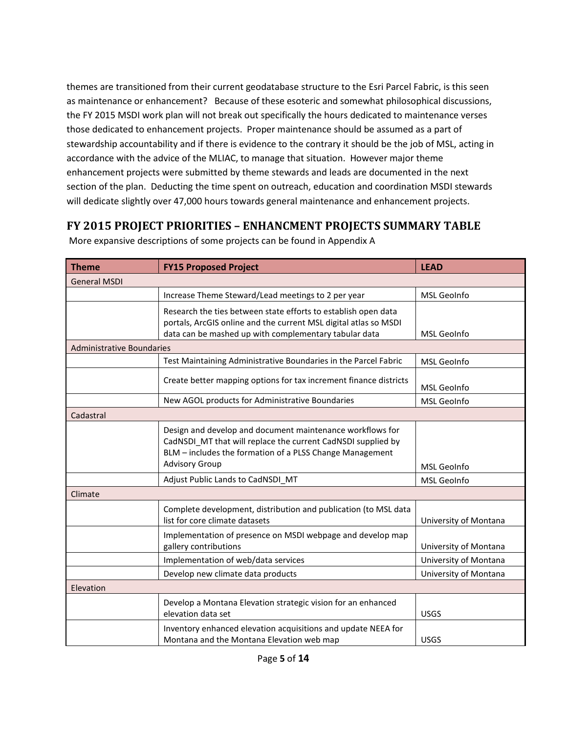themes are transitioned from their current geodatabase structure to the Esri Parcel Fabric, is this seen as maintenance or enhancement? Because of these esoteric and somewhat philosophical discussions, the FY 2015 MSDI work plan will not break out specifically the hours dedicated to maintenance verses those dedicated to enhancement projects. Proper maintenance should be assumed as a part of stewardship accountability and if there is evidence to the contrary it should be the job of MSL, acting in accordance with the advice of the MLIAC, to manage that situation. However major theme enhancement projects were submitted by theme stewards and leads are documented in the next section of the plan. Deducting the time spent on outreach, education and coordination MSDI stewards will dedicate slightly over 47,000 hours towards general maintenance and enhancement projects.

## FY 2015 PROJECT PRIORITIES – ENHANCMENT PROJECTS SUMMARY TABLE

More expansive descriptions of some projects can be found in Appendix A

| Theme | FY15 Proposed Project | LEAD |
|---|---|---|
| General MSDI | | |
| | Increase Theme Steward/Lead meetings to 2 per year | MSL GeoInfo |
| | Research the ties between state efforts to establish open data portals, ArcGIS online and the current MSL digital atlas so MSDI data can be mashed up with complementary tabular data | MSL GeoInfo |
| Administrative Boundaries | | |
| | Test Maintaining Administrative Boundaries in the Parcel Fabric | MSL GeoInfo |
| | Create better mapping options for tax increment finance districts | MSL GeoInfo |
| | New AGOL products for Administrative Boundaries | MSL GeoInfo |
| Cadastral | | |
| | Design and develop and document maintenance workflows for CadNSDI_MT that will replace the current CadNSDI supplied by BLM – includes the formation of a PLSS Change Management Advisory Group | MSL GeoInfo |
| | Adjust Public Lands to CadNSDI_MT | MSL GeoInfo |
| Climate | | |
| | Complete development, distribution and publication (to MSL data list for core climate datasets | University of Montana |
| | Implementation of presence on MSDI webpage and develop map gallery contributions | University of Montana |
| | Implementation of web/data services | University of Montana |
| | Develop new climate data products | University of Montana |
| Elevation | | |
| | Develop a Montana Elevation strategic vision for an enhanced elevation data set | USGS |
| | Inventory enhanced elevation acquisitions and update NEEA for Montana and the Montana Elevation web map | USGS |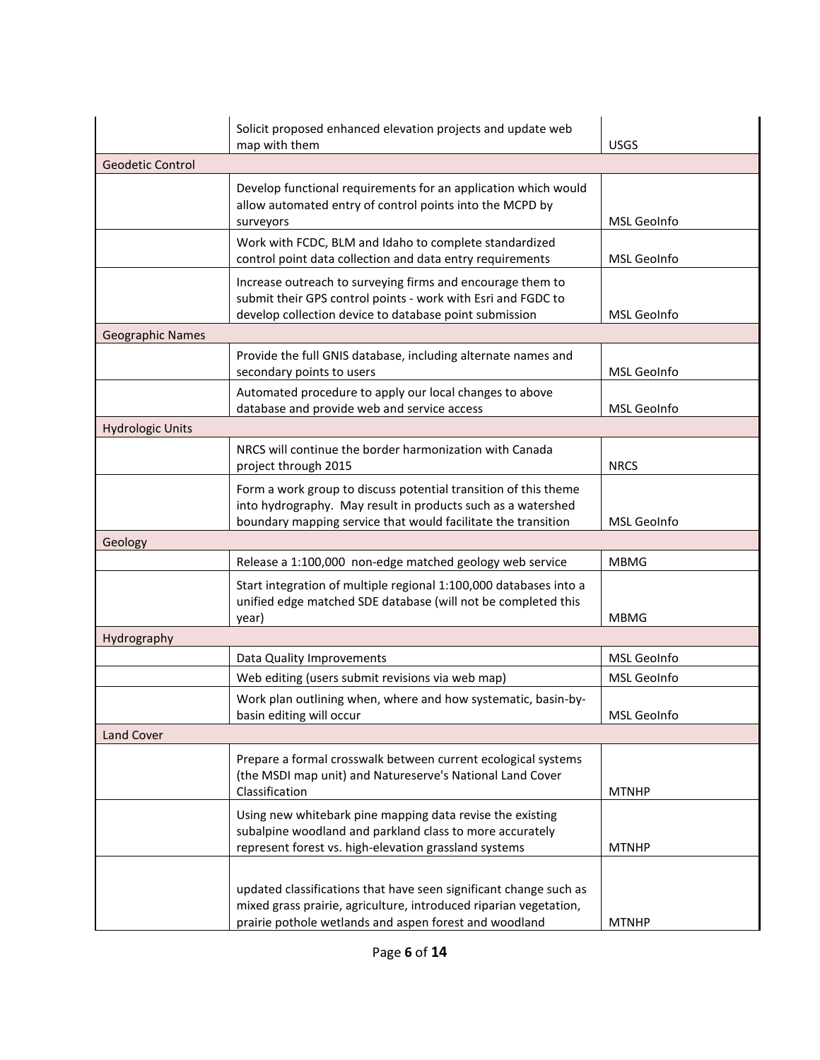| | | |
|---|---|---|
| | Solicit proposed enhanced elevation projects and update web map with them | USGS |
| Geodetic Control | | |
| | Develop functional requirements for an application which would allow automated entry of control points into the MCPD by surveyors | MSL GeoInfo |
| | Work with FCDC, BLM and Idaho to complete standardized control point data collection and data entry requirements | MSL GeoInfo |
| | Increase outreach to surveying firms and encourage them to submit their GPS control points - work with Esri and FGDC to develop collection device to database point submission | MSL GeoInfo |
| Geographic Names | | |
| | Provide the full GNIS database, including alternate names and secondary points to users | MSL GeoInfo |
| | Automated procedure to apply our local changes to above database and provide web and service access | MSL GeoInfo |
| Hydrologic Units | | |
| | NRCS will continue the border harmonization with Canada project through 2015 | NRCS |
| | Form a work group to discuss potential transition of this theme into hydrography. May result in products such as a watershed boundary mapping service that would facilitate the transition | MSL GeoInfo |
| Geology | | |
| | Release a 1:100,000 non-edge matched geology web service | MBMG |
| | Start integration of multiple regional 1:100,000 databases into a unified edge matched SDE database (will not be completed this year) | MBMG |
| Hydrography | | |
| | Data Quality Improvements | MSL GeoInfo |
| | Web editing (users submit revisions via web map) | MSL GeoInfo |
| | Work plan outlining when, where and how systematic, basin-by-basin editing will occur | MSL GeoInfo |
| Land Cover | | |
| | Prepare a formal crosswalk between current ecological systems (the MSDI map unit) and Natureserve's National Land Cover Classification | MTNHP |
| | Using new whitebark pine mapping data revise the existing subalpine woodland and parkland class to more accurately represent forest vs. high-elevation grassland systems | MTNHP |
| | updated classifications that have seen significant change such as mixed grass prairie, agriculture, introduced riparian vegetation, prairie pothole wetlands and aspen forest and woodland | MTNHP |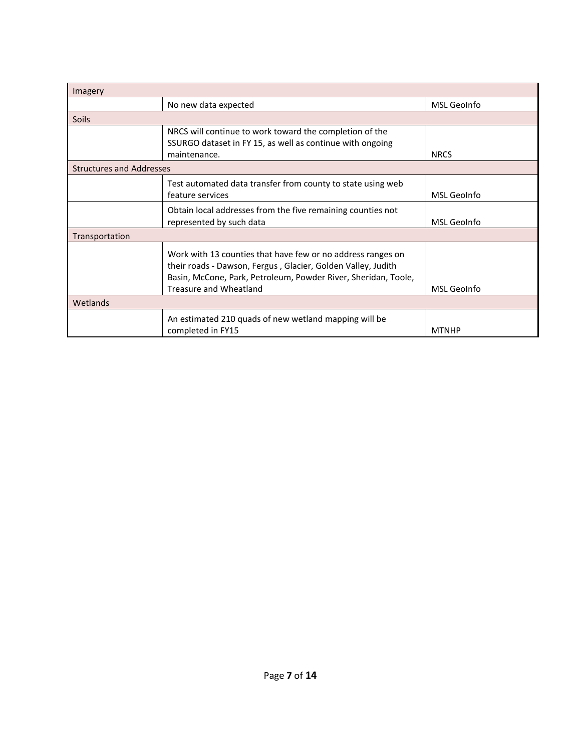| | | |
|---|---|---|
| Imagery | | |
| | No new data expected | MSL GeoInfo |
| Soils | | |
| | NRCS will continue to work toward the completion of the SSURGO dataset in FY 15, as well as continue with ongoing maintenance. | NRCS |
| Structures and Addresses | | |
| | Test automated data transfer from county to state using web feature services | MSL GeoInfo |
| | Obtain local addresses from the five remaining counties not represented by such data | MSL GeoInfo |
| Transportation | | |
| | Work with 13 counties that have few or no address ranges on their roads - Dawson, Fergus , Glacier, Golden Valley, Judith Basin, McCone, Park, Petroleum, Powder River, Sheridan, Toole, Treasure and Wheatland | MSL GeoInfo |
| Wetlands | | |
| | An estimated 210 quads of new wetland mapping will be completed in FY15 | MTNHP |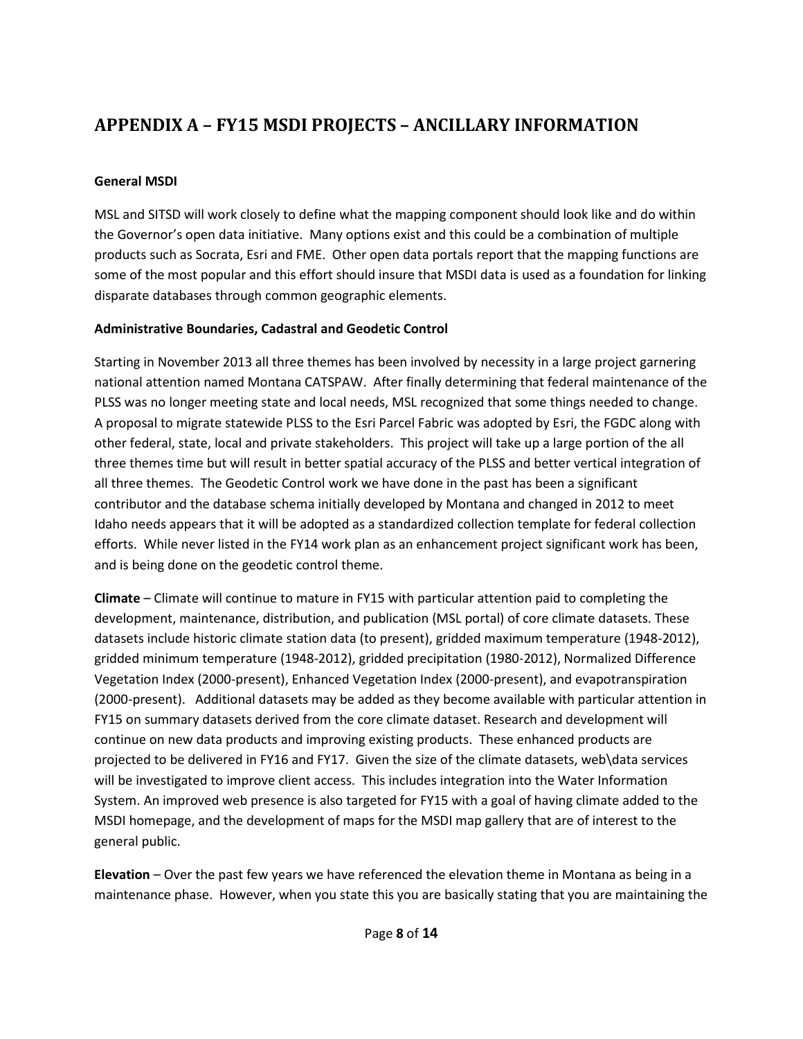# APPENDIX A – FY15 MSDI PROJECTS – ANCILLARY INFORMATION

**General MSDI**

MSL and SITSD will work closely to define what the mapping component should look like and do within the Governor's open data initiative. Many options exist and this could be a combination of multiple products such as Socrata, Esri and FME. Other open data portals report that the mapping functions are some of the most popular and this effort should insure that MSDI data is used as a foundation for linking disparate databases through common geographic elements.

**Administrative Boundaries, Cadastral and Geodetic Control**

Starting in November 2013 all three themes has been involved by necessity in a large project garnering national attention named Montana CATSPAW. After finally determining that federal maintenance of the PLSS was no longer meeting state and local needs, MSL recognized that some things needed to change. A proposal to migrate statewide PLSS to the Esri Parcel Fabric was adopted by Esri, the FGDC along with other federal, state, local and private stakeholders. This project will take up a large portion of the all three themes time but will result in better spatial accuracy of the PLSS and better vertical integration of all three themes. The Geodetic Control work we have done in the past has been a significant contributor and the database schema initially developed by Montana and changed in 2012 to meet Idaho needs appears that it will be adopted as a standardized collection template for federal collection efforts. While never listed in the FY14 work plan as an enhancement project significant work has been, and is being done on the geodetic control theme.

**Climate** – Climate will continue to mature in FY15 with particular attention paid to completing the development, maintenance, distribution, and publication (MSL portal) of core climate datasets. These datasets include historic climate station data (to present), gridded maximum temperature (1948-2012), gridded minimum temperature (1948-2012), gridded precipitation (1980-2012), Normalized Difference Vegetation Index (2000-present), Enhanced Vegetation Index (2000-present), and evapotranspiration (2000-present). Additional datasets may be added as they become available with particular attention in FY15 on summary datasets derived from the core climate dataset. Research and development will continue on new data products and improving existing products. These enhanced products are projected to be delivered in FY16 and FY17. Given the size of the climate datasets, web\data services will be investigated to improve client access. This includes integration into the Water Information System. An improved web presence is also targeted for FY15 with a goal of having climate added to the MSDI homepage, and the development of maps for the MSDI map gallery that are of interest to the general public.

**Elevation** – Over the past few years we have referenced the elevation theme in Montana as being in a maintenance phase. However, when you state this you are basically stating that you are maintaining the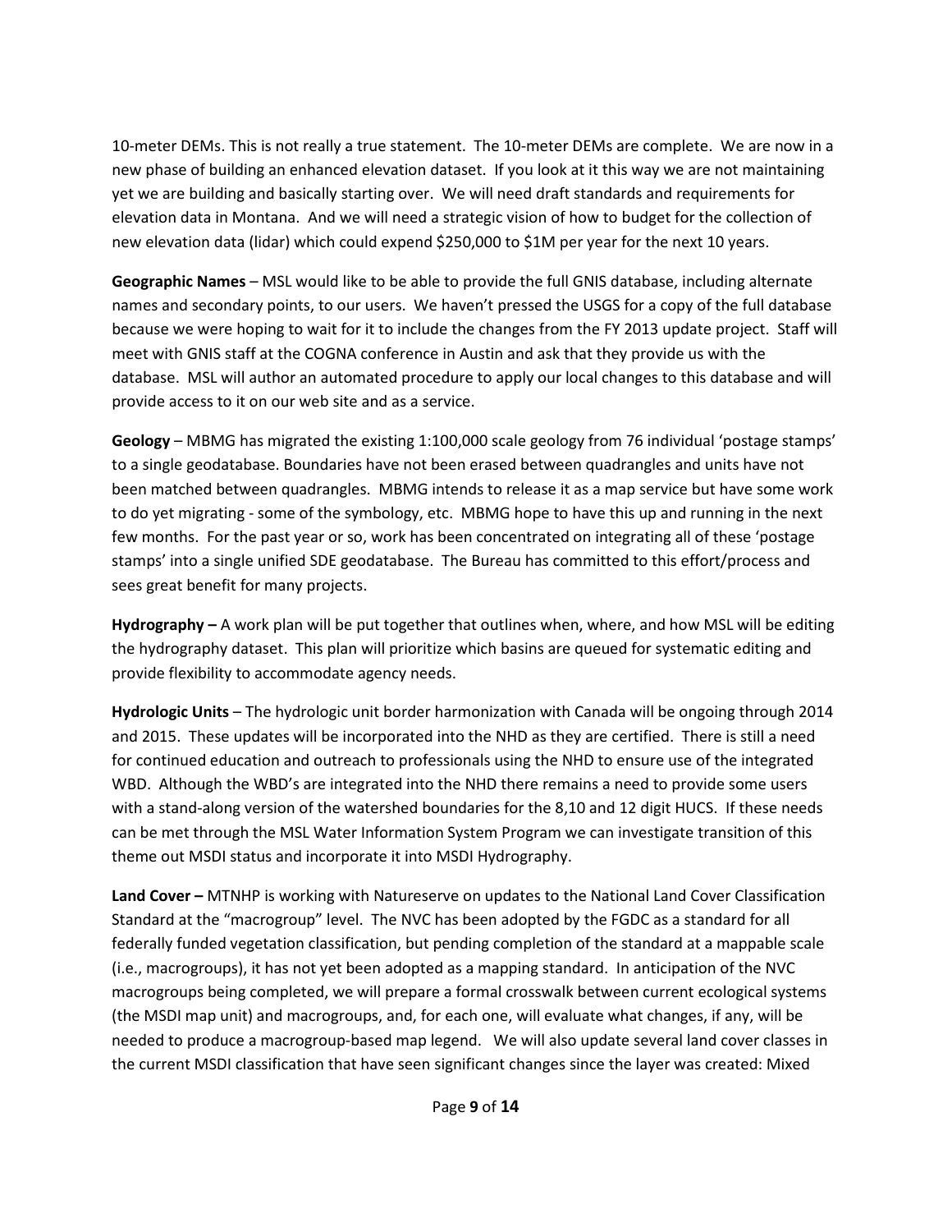10-meter DEMs. This is not really a true statement. The 10-meter DEMs are complete. We are now in a new phase of building an enhanced elevation dataset. If you look at it this way we are not maintaining yet we are building and basically starting over. We will need draft standards and requirements for elevation data in Montana. And we will need a strategic vision of how to budget for the collection of new elevation data (lidar) which could expend $250,000 to $1M per year for the next 10 years.

**Geographic Names** – MSL would like to be able to provide the full GNIS database, including alternate names and secondary points, to our users. We haven't pressed the USGS for a copy of the full database because we were hoping to wait for it to include the changes from the FY 2013 update project. Staff will meet with GNIS staff at the COGNA conference in Austin and ask that they provide us with the database. MSL will author an automated procedure to apply our local changes to this database and will provide access to it on our web site and as a service.

**Geology** – MBMG has migrated the existing 1:100,000 scale geology from 76 individual 'postage stamps' to a single geodatabase. Boundaries have not been erased between quadrangles and units have not been matched between quadrangles. MBMG intends to release it as a map service but have some work to do yet migrating - some of the symbology, etc. MBMG hope to have this up and running in the next few months. For the past year or so, work has been concentrated on integrating all of these 'postage stamps' into a single unified SDE geodatabase. The Bureau has committed to this effort/process and sees great benefit for many projects.

**Hydrography –** A work plan will be put together that outlines when, where, and how MSL will be editing the hydrography dataset. This plan will prioritize which basins are queued for systematic editing and provide flexibility to accommodate agency needs.

**Hydrologic Units** – The hydrologic unit border harmonization with Canada will be ongoing through 2014 and 2015. These updates will be incorporated into the NHD as they are certified. There is still a need for continued education and outreach to professionals using the NHD to ensure use of the integrated WBD. Although the WBD's are integrated into the NHD there remains a need to provide some users with a stand-along version of the watershed boundaries for the 8,10 and 12 digit HUCS. If these needs can be met through the MSL Water Information System Program we can investigate transition of this theme out MSDI status and incorporate it into MSDI Hydrography.

**Land Cover –** MTNHP is working with Natureserve on updates to the National Land Cover Classification Standard at the "macrogroup" level. The NVC has been adopted by the FGDC as a standard for all federally funded vegetation classification, but pending completion of the standard at a mappable scale (i.e., macrogroups), it has not yet been adopted as a mapping standard. In anticipation of the NVC macrogroups being completed, we will prepare a formal crosswalk between current ecological systems (the MSDI map unit) and macrogroups, and, for each one, will evaluate what changes, if any, will be needed to produce a macrogroup-based map legend. We will also update several land cover classes in the current MSDI classification that have seen significant changes since the layer was created: Mixed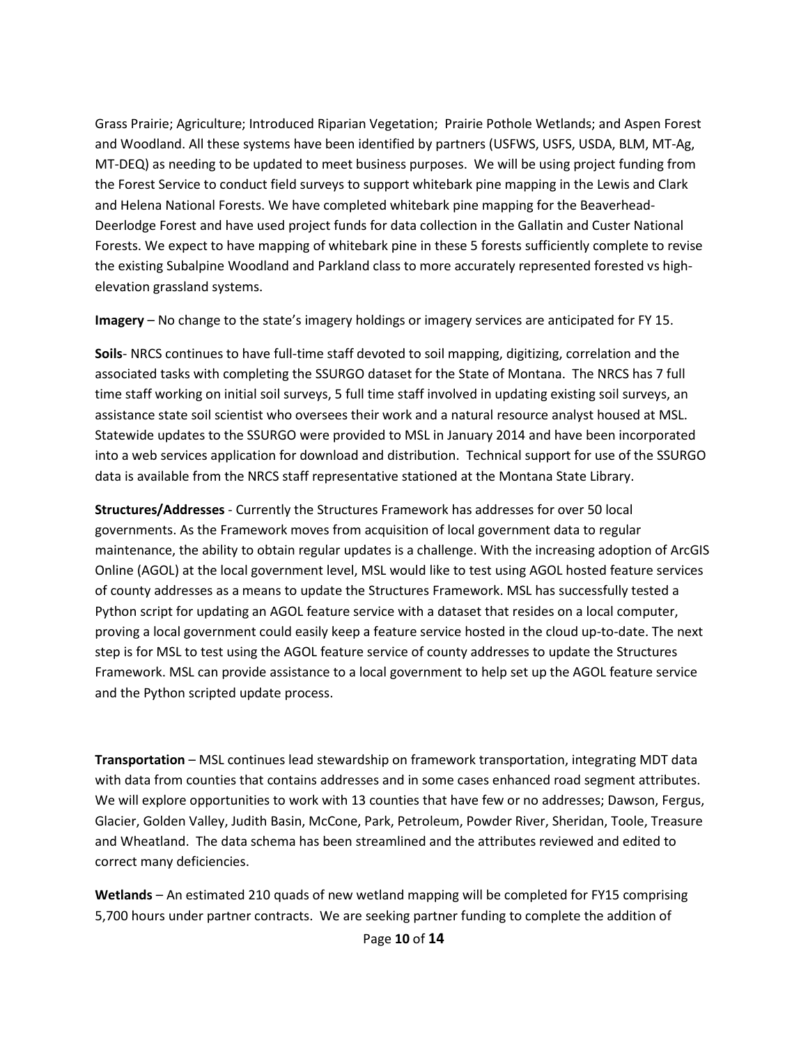Grass Prairie; Agriculture; Introduced Riparian Vegetation; Prairie Pothole Wetlands; and Aspen Forest and Woodland. All these systems have been identified by partners (USFWS, USFS, USDA, BLM, MT-Ag, MT-DEQ) as needing to be updated to meet business purposes. We will be using project funding from the Forest Service to conduct field surveys to support whitebark pine mapping in the Lewis and Clark and Helena National Forests. We have completed whitebark pine mapping for the Beaverhead-Deerlodge Forest and have used project funds for data collection in the Gallatin and Custer National Forests. We expect to have mapping of whitebark pine in these 5 forests sufficiently complete to revise the existing Subalpine Woodland and Parkland class to more accurately represented forested vs high-elevation grassland systems.

**Imagery** – No change to the state's imagery holdings or imagery services are anticipated for FY 15.

**Soils**- NRCS continues to have full-time staff devoted to soil mapping, digitizing, correlation and the associated tasks with completing the SSURGO dataset for the State of Montana. The NRCS has 7 full time staff working on initial soil surveys, 5 full time staff involved in updating existing soil surveys, an assistance state soil scientist who oversees their work and a natural resource analyst housed at MSL. Statewide updates to the SSURGO were provided to MSL in January 2014 and have been incorporated into a web services application for download and distribution. Technical support for use of the SSURGO data is available from the NRCS staff representative stationed at the Montana State Library.

**Structures/Addresses** - Currently the Structures Framework has addresses for over 50 local governments. As the Framework moves from acquisition of local government data to regular maintenance, the ability to obtain regular updates is a challenge. With the increasing adoption of ArcGIS Online (AGOL) at the local government level, MSL would like to test using AGOL hosted feature services of county addresses as a means to update the Structures Framework. MSL has successfully tested a Python script for updating an AGOL feature service with a dataset that resides on a local computer, proving a local government could easily keep a feature service hosted in the cloud up-to-date. The next step is for MSL to test using the AGOL feature service of county addresses to update the Structures Framework. MSL can provide assistance to a local government to help set up the AGOL feature service and the Python scripted update process.

**Transportation** – MSL continues lead stewardship on framework transportation, integrating MDT data with data from counties that contains addresses and in some cases enhanced road segment attributes. We will explore opportunities to work with 13 counties that have few or no addresses; Dawson, Fergus, Glacier, Golden Valley, Judith Basin, McCone, Park, Petroleum, Powder River, Sheridan, Toole, Treasure and Wheatland. The data schema has been streamlined and the attributes reviewed and edited to correct many deficiencies.

**Wetlands** – An estimated 210 quads of new wetland mapping will be completed for FY15 comprising 5,700 hours under partner contracts. We are seeking partner funding to complete the addition of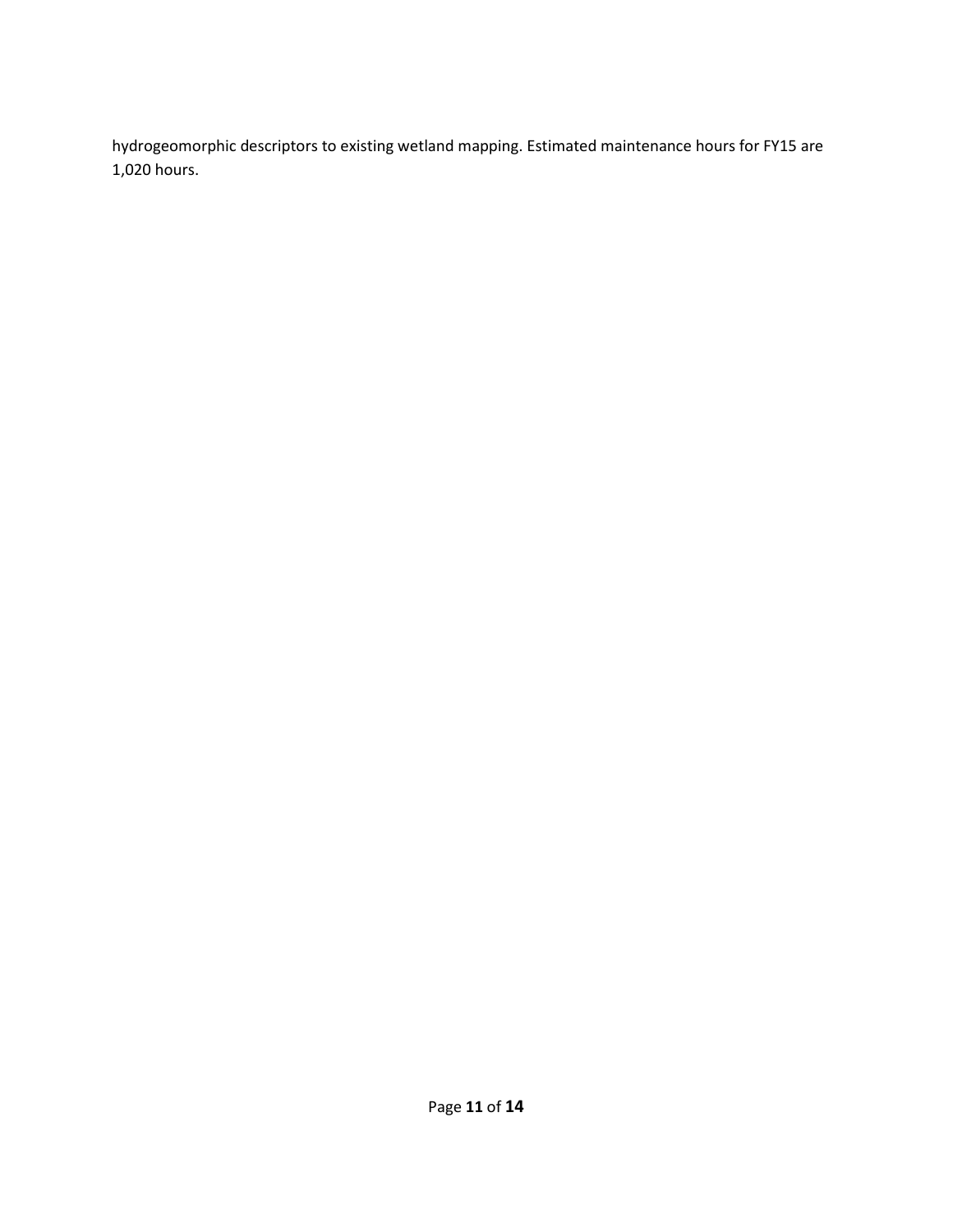hydrogeomorphic descriptors to existing wetland mapping. Estimated maintenance hours for FY15 are 1,020 hours.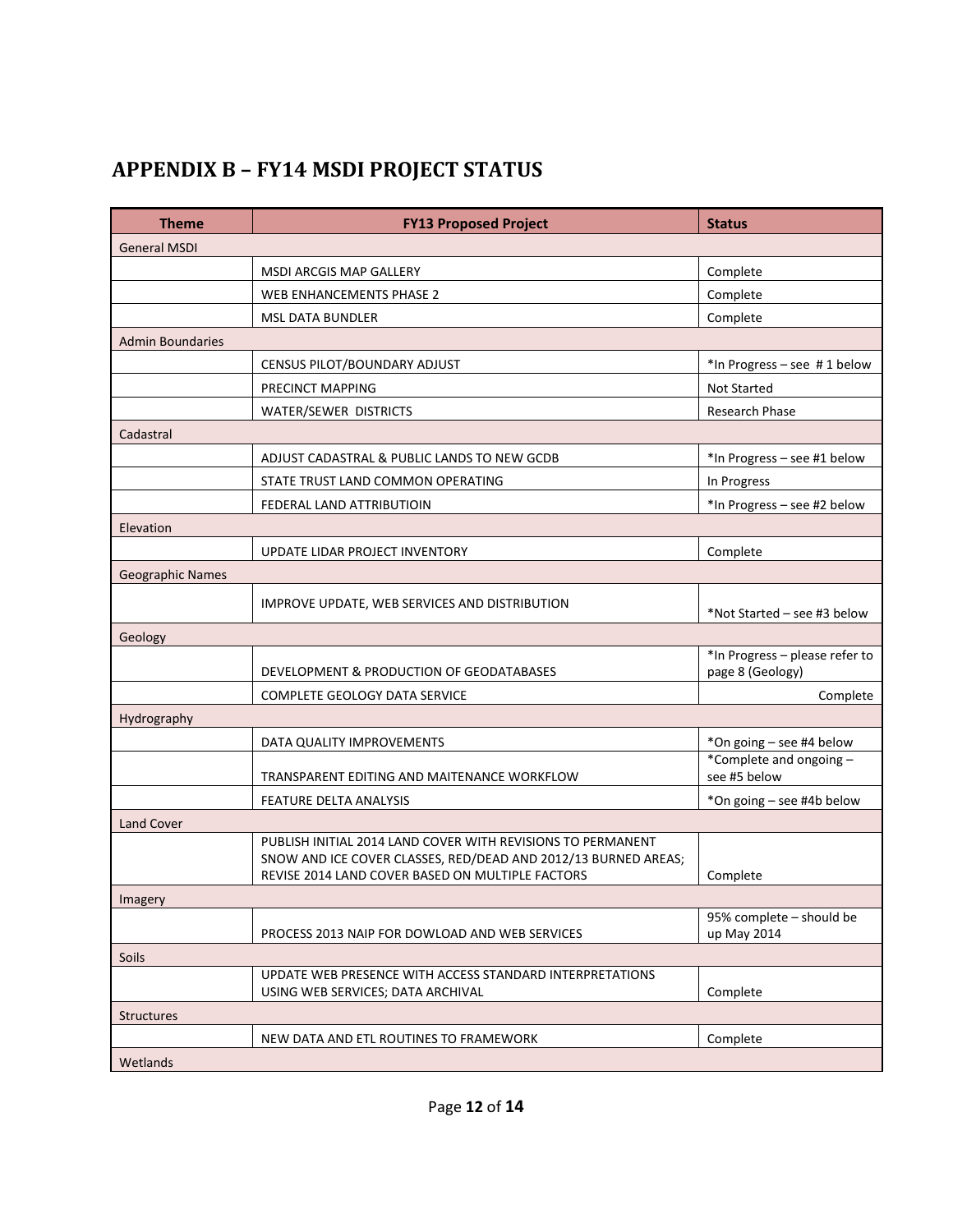# APPENDIX B – FY14 MSDI PROJECT STATUS

| Theme | FY13 Proposed Project | Status |
|---|---|---|
| General MSDI | | |
| | MSDI ARCGIS MAP GALLERY | Complete |
| | WEB ENHANCEMENTS PHASE 2 | Complete |
| | MSL DATA BUNDLER | Complete |
| Admin Boundaries | | |
| | CENSUS PILOT/BOUNDARY ADJUST | *In Progress – see # 1 below |
| | PRECINCT MAPPING | Not Started |
| | WATER/SEWER DISTRICTS | Research Phase |
| Cadastral | | |
| | ADJUST CADASTRAL & PUBLIC LANDS TO NEW GCDB | *In Progress – see #1 below |
| | STATE TRUST LAND COMMON OPERATING | In Progress |
| | FEDERAL LAND ATTRIBUTIOIN | *In Progress – see #2 below |
| Elevation | | |
| | UPDATE LIDAR PROJECT INVENTORY | Complete |
| Geographic Names | | |
| | IMPROVE UPDATE, WEB SERVICES AND DISTRIBUTION | *Not Started – see #3 below |
| Geology | | |
| | DEVELOPMENT & PRODUCTION OF GEODATABASES | *In Progress – please refer to page 8 (Geology) |
| | COMPLETE GEOLOGY DATA SERVICE | Complete |
| Hydrography | | |
| | DATA QUALITY IMPROVEMENTS | *On going – see #4 below |
| | TRANSPARENT EDITING AND MAITENANCE WORKFLOW | *Complete and ongoing – see #5 below |
| | FEATURE DELTA ANALYSIS | *On going – see #4b below |
| Land Cover | | |
| | PUBLISH INITIAL 2014 LAND COVER WITH REVISIONS TO PERMANENT SNOW AND ICE COVER CLASSES, RED/DEAD AND 2012/13 BURNED AREAS; REVISE 2014 LAND COVER BASED ON MULTIPLE FACTORS | Complete |
| Imagery | | |
| | PROCESS 2013 NAIP FOR DOWLOAD AND WEB SERVICES | 95% complete – should be up May 2014 |
| Soils | | |
| | UPDATE WEB PRESENCE WITH ACCESS STANDARD INTERPRETATIONS USING WEB SERVICES; DATA ARCHIVAL | Complete |
| Structures | | |
| | NEW DATA AND ETL ROUTINES TO FRAMEWORK | Complete |
| Wetlands | | |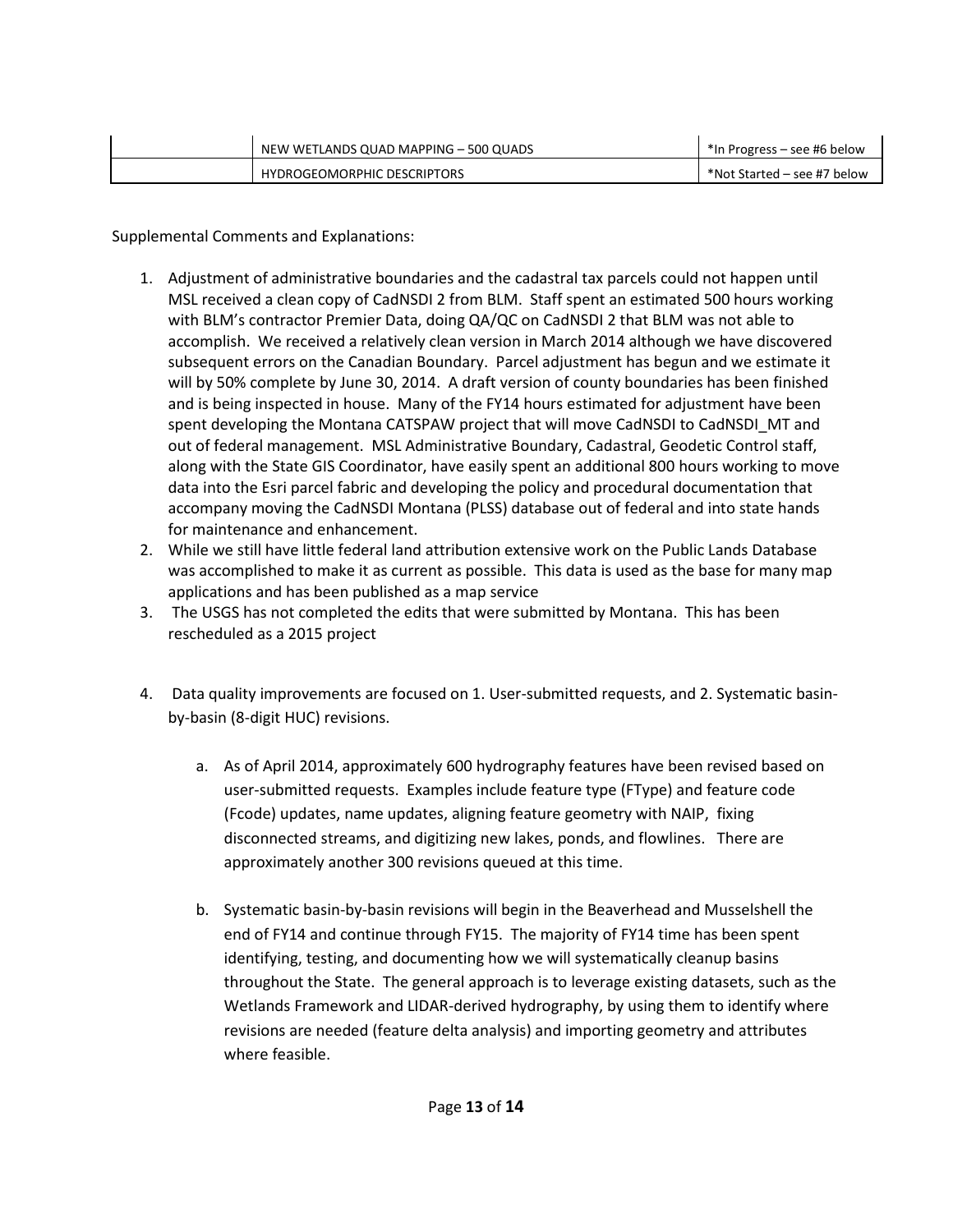|  | NEW WETLANDS QUAD MAPPING – 500 QUADS | *In Progress – see #6 below |
|---|---|---|
|  | HYDROGEOMORPHIC DESCRIPTORS | *Not Started – see #7 below |

Supplemental Comments and Explanations:

1. Adjustment of administrative boundaries and the cadastral tax parcels could not happen until MSL received a clean copy of CadNSDI 2 from BLM. Staff spent an estimated 500 hours working with BLM's contractor Premier Data, doing QA/QC on CadNSDI 2 that BLM was not able to accomplish. We received a relatively clean version in March 2014 although we have discovered subsequent errors on the Canadian Boundary. Parcel adjustment has begun and we estimate it will by 50% complete by June 30, 2014. A draft version of county boundaries has been finished and is being inspected in house. Many of the FY14 hours estimated for adjustment have been spent developing the Montana CATSPAW project that will move CadNSDI to CadNSDI_MT and out of federal management. MSL Administrative Boundary, Cadastral, Geodetic Control staff, along with the State GIS Coordinator, have easily spent an additional 800 hours working to move data into the Esri parcel fabric and developing the policy and procedural documentation that accompany moving the CadNSDI Montana (PLSS) database out of federal and into state hands for maintenance and enhancement.
2. While we still have little federal land attribution extensive work on the Public Lands Database was accomplished to make it as current as possible. This data is used as the base for many map applications and has been published as a map service
3. The USGS has not completed the edits that were submitted by Montana. This has been rescheduled as a 2015 project

4. Data quality improvements are focused on 1. User-submitted requests, and 2. Systematic basin-by-basin (8-digit HUC) revisions.

   a. As of April 2014, approximately 600 hydrography features have been revised based on user-submitted requests. Examples include feature type (FType) and feature code (Fcode) updates, name updates, aligning feature geometry with NAIP, fixing disconnected streams, and digitizing new lakes, ponds, and flowlines. There are approximately another 300 revisions queued at this time.

   b. Systematic basin-by-basin revisions will begin in the Beaverhead and Musselshell the end of FY14 and continue through FY15. The majority of FY14 time has been spent identifying, testing, and documenting how we will systematically cleanup basins throughout the State. The general approach is to leverage existing datasets, such as the Wetlands Framework and LIDAR-derived hydrography, by using them to identify where revisions are needed (feature delta analysis) and importing geometry and attributes where feasible.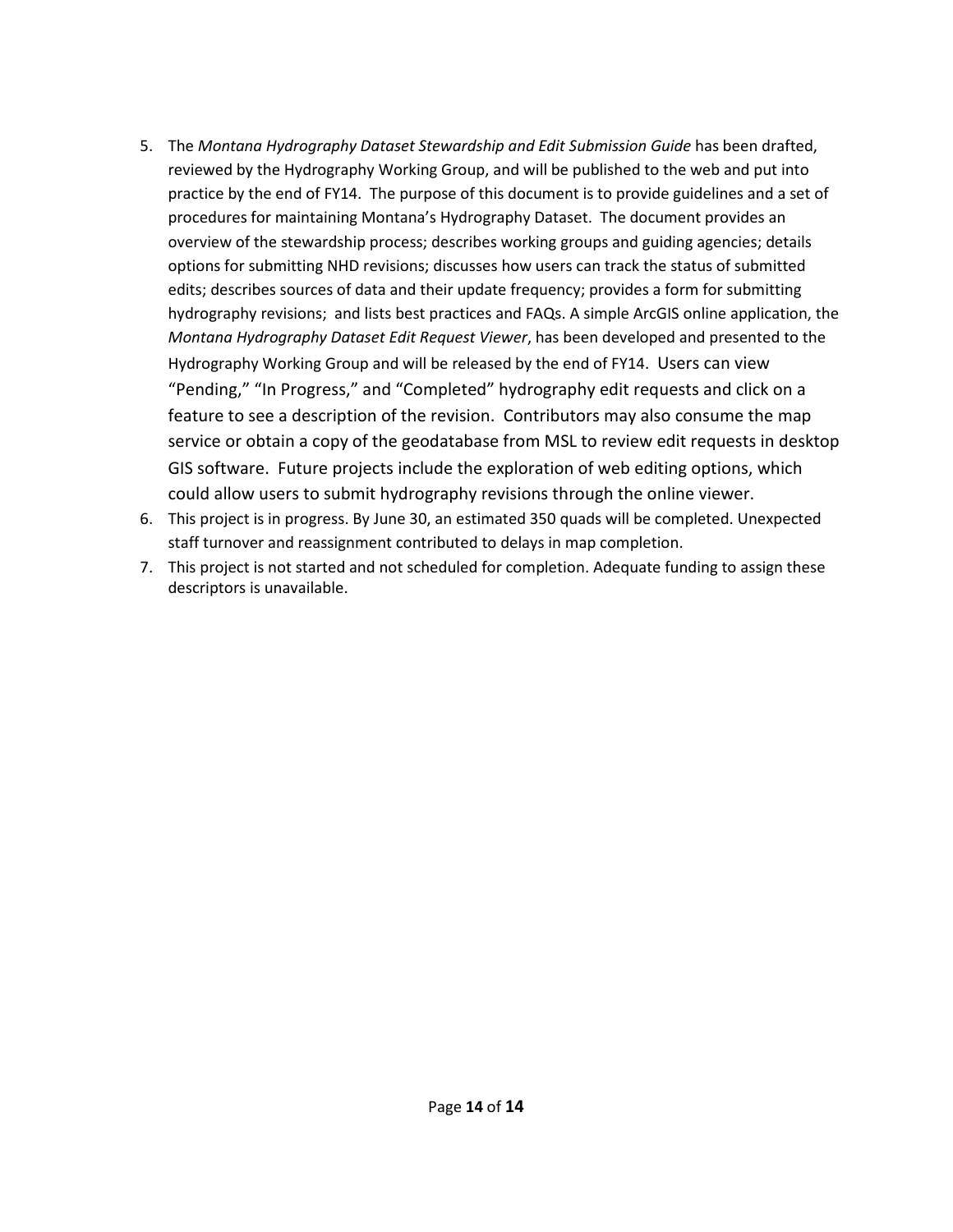5. The *Montana Hydrography Dataset Stewardship and Edit Submission Guide* has been drafted, reviewed by the Hydrography Working Group, and will be published to the web and put into practice by the end of FY14. The purpose of this document is to provide guidelines and a set of procedures for maintaining Montana's Hydrography Dataset. The document provides an overview of the stewardship process; describes working groups and guiding agencies; details options for submitting NHD revisions; discusses how users can track the status of submitted edits; describes sources of data and their update frequency; provides a form for submitting hydrography revisions; and lists best practices and FAQs. A simple ArcGIS online application, the *Montana Hydrography Dataset Edit Request Viewer*, has been developed and presented to the Hydrography Working Group and will be released by the end of FY14. Users can view "Pending," "In Progress," and "Completed" hydrography edit requests and click on a feature to see a description of the revision. Contributors may also consume the map service or obtain a copy of the geodatabase from MSL to review edit requests in desktop GIS software. Future projects include the exploration of web editing options, which could allow users to submit hydrography revisions through the online viewer.
6. This project is in progress. By June 30, an estimated 350 quads will be completed. Unexpected staff turnover and reassignment contributed to delays in map completion.
7. This project is not started and not scheduled for completion. Adequate funding to assign these descriptors is unavailable.